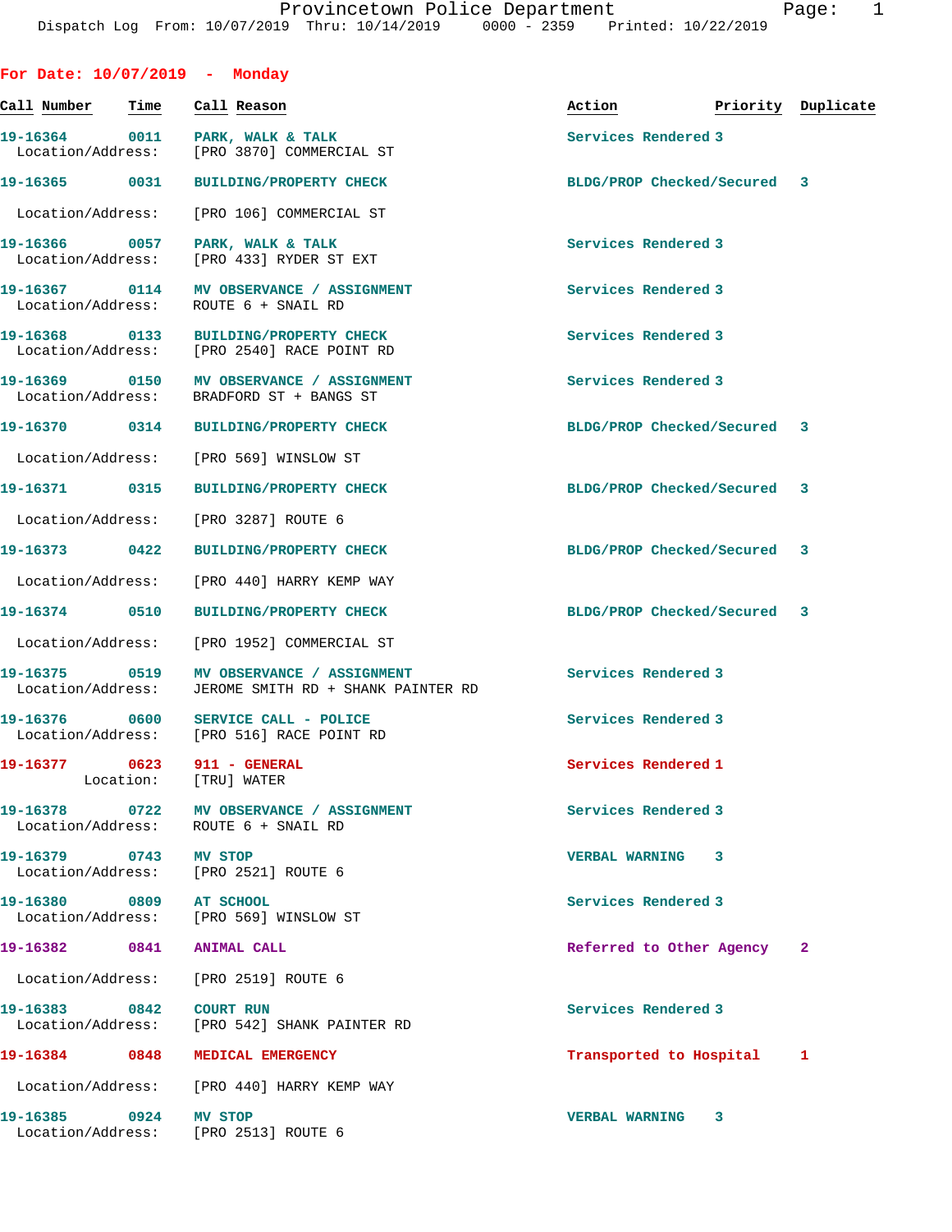Provincetown Police Department
Dispatch Log From: 10/07/2019 Thru: 10/14/2019 0000 - 2359 Printed: 10/22/2019

## For Date: 10/07/2019 - Monday

| Call Number | Time | Call Reason | Action | Priority | Duplicate |
|---|---|---|---|---|---|
| 19-16364 | 0011 | PARK, WALK & TALK | Services Rendered | 3 | |
| Location/Address: | | [PRO 3870] COMMERCIAL ST | | | |
| 19-16365 | 0031 | BUILDING/PROPERTY CHECK | BLDG/PROP Checked/Secured | 3 | |
| Location/Address: | | [PRO 106] COMMERCIAL ST | | | |
| 19-16366 | 0057 | PARK, WALK & TALK | Services Rendered | 3 | |
| Location/Address: | | [PRO 433] RYDER ST EXT | | | |
| 19-16367 | 0114 | MV OBSERVANCE / ASSIGNMENT | Services Rendered | 3 | |
| Location/Address: | | ROUTE 6 + SNAIL RD | | | |
| 19-16368 | 0133 | BUILDING/PROPERTY CHECK | Services Rendered | 3 | |
| Location/Address: | | [PRO 2540] RACE POINT RD | | | |
| 19-16369 | 0150 | MV OBSERVANCE / ASSIGNMENT | Services Rendered | 3 | |
| Location/Address: | | BRADFORD ST + BANGS ST | | | |
| 19-16370 | 0314 | BUILDING/PROPERTY CHECK | BLDG/PROP Checked/Secured | 3 | |
| Location/Address: | | [PRO 569] WINSLOW ST | | | |
| 19-16371 | 0315 | BUILDING/PROPERTY CHECK | BLDG/PROP Checked/Secured | 3 | |
| Location/Address: | | [PRO 3287] ROUTE 6 | | | |
| 19-16373 | 0422 | BUILDING/PROPERTY CHECK | BLDG/PROP Checked/Secured | 3 | |
| Location/Address: | | [PRO 440] HARRY KEMP WAY | | | |
| 19-16374 | 0510 | BUILDING/PROPERTY CHECK | BLDG/PROP Checked/Secured | 3 | |
| Location/Address: | | [PRO 1952] COMMERCIAL ST | | | |
| 19-16375 | 0519 | MV OBSERVANCE / ASSIGNMENT | Services Rendered | 3 | |
| Location/Address: | | JEROME SMITH RD + SHANK PAINTER RD | | | |
| 19-16376 | 0600 | SERVICE CALL - POLICE | Services Rendered | 3 | |
| Location/Address: | | [PRO 516] RACE POINT RD | | | |
| 19-16377 | 0623 | 911 - GENERAL | Services Rendered | 1 | |
| Location: | | [TRU] WATER | | | |
| 19-16378 | 0722 | MV OBSERVANCE / ASSIGNMENT | Services Rendered | 3 | |
| Location/Address: | | ROUTE 6 + SNAIL RD | | | |
| 19-16379 | 0743 | MV STOP | VERBAL WARNING | 3 | |
| Location/Address: | | [PRO 2521] ROUTE 6 | | | |
| 19-16380 | 0809 | AT SCHOOL | Services Rendered | 3 | |
| Location/Address: | | [PRO 569] WINSLOW ST | | | |
| 19-16382 | 0841 | ANIMAL CALL | Referred to Other Agency | 2 | |
| Location/Address: | | [PRO 2519] ROUTE 6 | | | |
| 19-16383 | 0842 | COURT RUN | Services Rendered | 3 | |
| Location/Address: | | [PRO 542] SHANK PAINTER RD | | | |
| 19-16384 | 0848 | MEDICAL EMERGENCY | Transported to Hospital | 1 | |
| Location/Address: | | [PRO 440] HARRY KEMP WAY | | | |
| 19-16385 | 0924 | MV STOP | VERBAL WARNING | 3 | |
| Location/Address: | | [PRO 2513] ROUTE 6 | | | |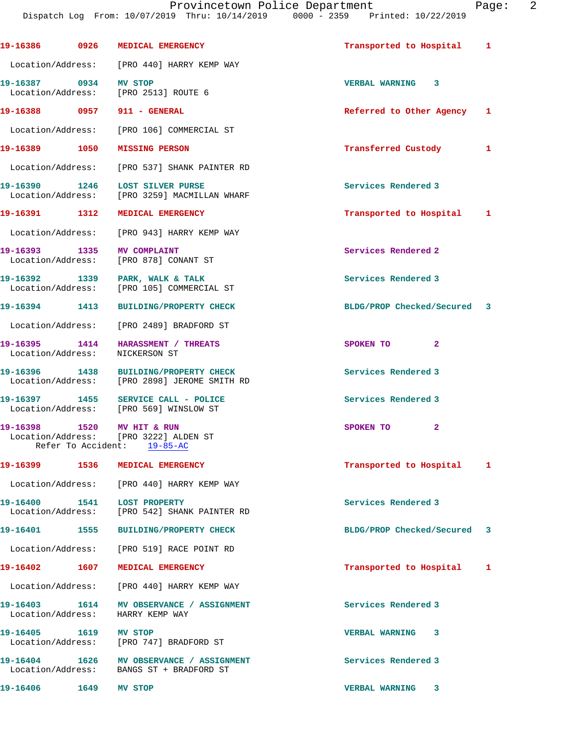Provincetown Police Department
Dispatch Log From: 10/07/2019 Thru: 10/14/2019 0000 - 2359 Printed: 10/22/2019

19-16386 0926 MEDICAL EMERGENCY Transported to Hospital 1
Location/Address: [PRO 440] HARRY KEMP WAY

19-16387 0934 MV STOP VERBAL WARNING 3
Location/Address: [PRO 2513] ROUTE 6

19-16388 0957 911 - GENERAL Referred to Other Agency 1
Location/Address: [PRO 106] COMMERCIAL ST

19-16389 1050 MISSING PERSON Transferred Custody 1
Location/Address: [PRO 537] SHANK PAINTER RD

19-16390 1246 LOST SILVER PURSE Services Rendered 3
Location/Address: [PRO 3259] MACMILLAN WHARF

19-16391 1312 MEDICAL EMERGENCY Transported to Hospital 1
Location/Address: [PRO 943] HARRY KEMP WAY

19-16393 1335 MV COMPLAINT Services Rendered 2
Location/Address: [PRO 878] CONANT ST

19-16392 1339 PARK, WALK & TALK Services Rendered 3
Location/Address: [PRO 105] COMMERCIAL ST

19-16394 1413 BUILDING/PROPERTY CHECK BLDG/PROP Checked/Secured 3
Location/Address: [PRO 2489] BRADFORD ST

19-16395 1414 HARASSMENT / THREATS SPOKEN TO 2
Location/Address: NICKERSON ST

19-16396 1438 BUILDING/PROPERTY CHECK Services Rendered 3
Location/Address: [PRO 2898] JEROME SMITH RD

19-16397 1455 SERVICE CALL - POLICE Services Rendered 3
Location/Address: [PRO 569] WINSLOW ST

19-16398 1520 MV HIT & RUN SPOKEN TO 2
Location/Address: [PRO 3222] ALDEN ST
Refer To Accident: 19-85-AC

19-16399 1536 MEDICAL EMERGENCY Transported to Hospital 1
Location/Address: [PRO 440] HARRY KEMP WAY

19-16400 1541 LOST PROPERTY Services Rendered 3
Location/Address: [PRO 542] SHANK PAINTER RD

19-16401 1555 BUILDING/PROPERTY CHECK BLDG/PROP Checked/Secured 3
Location/Address: [PRO 519] RACE POINT RD

19-16402 1607 MEDICAL EMERGENCY Transported to Hospital 1
Location/Address: [PRO 440] HARRY KEMP WAY

19-16403 1614 MV OBSERVANCE / ASSIGNMENT Services Rendered 3
Location/Address: HARRY KEMP WAY

19-16405 1619 MV STOP VERBAL WARNING 3
Location/Address: [PRO 747] BRADFORD ST

19-16404 1626 MV OBSERVANCE / ASSIGNMENT Services Rendered 3
Location/Address: BANGS ST + BRADFORD ST

19-16406 1649 MV STOP VERBAL WARNING 3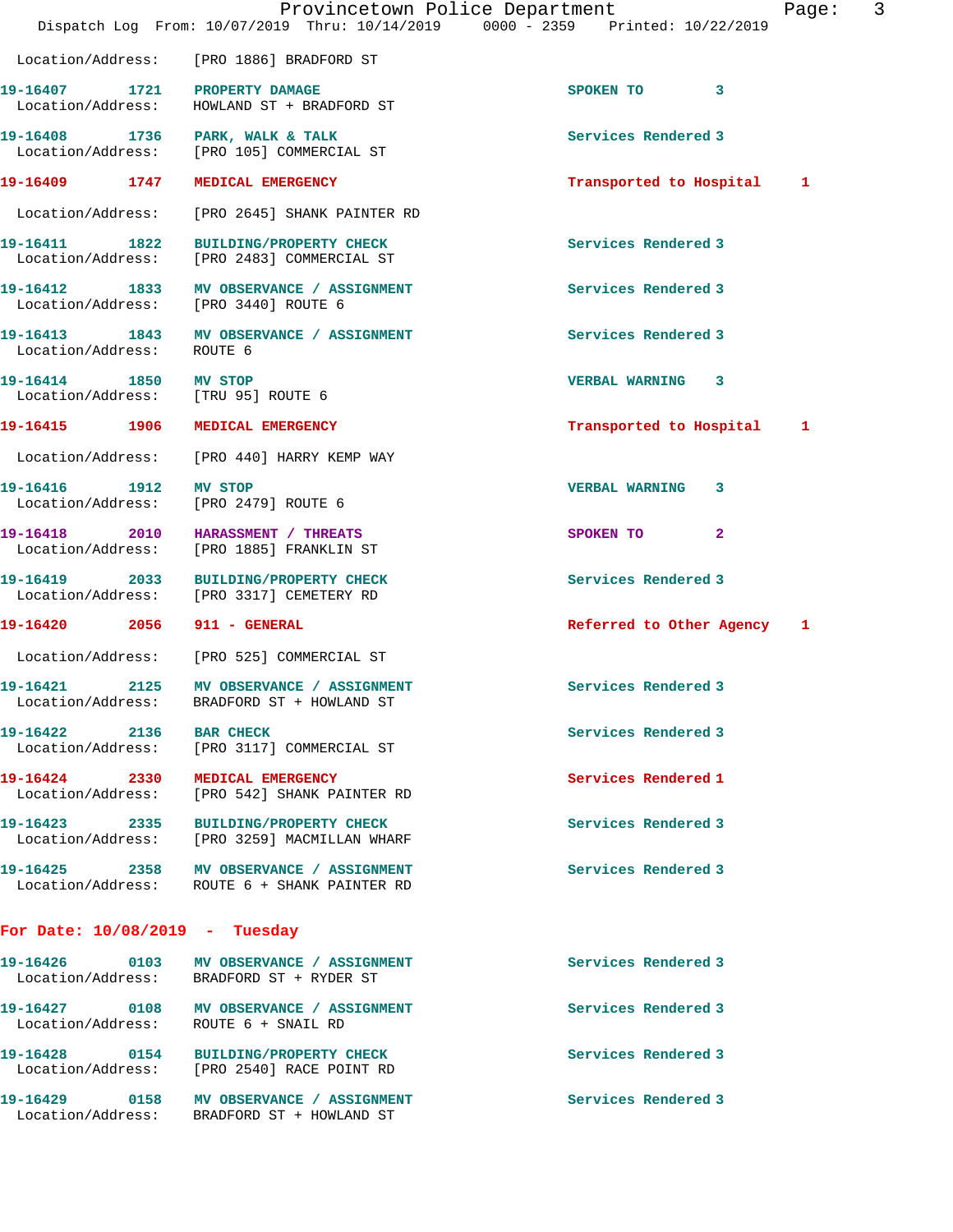Location/Address: [PRO 1886] BRADFORD ST

19-16407 1721 PROPERTY DAMAGE SPOKEN TO 3
Location/Address: HOWLAND ST + BRADFORD ST

19-16408 1736 PARK, WALK & TALK Services Rendered 3
Location/Address: [PRO 105] COMMERCIAL ST

19-16409 1747 MEDICAL EMERGENCY Transported to Hospital 1
Location/Address: [PRO 2645] SHANK PAINTER RD

19-16411 1822 BUILDING/PROPERTY CHECK Services Rendered 3
Location/Address: [PRO 2483] COMMERCIAL ST

19-16412 1833 MV OBSERVANCE / ASSIGNMENT Services Rendered 3
Location/Address: [PRO 3440] ROUTE 6

19-16413 1843 MV OBSERVANCE / ASSIGNMENT Services Rendered 3
Location/Address: ROUTE 6

19-16414 1850 MV STOP VERBAL WARNING 3
Location/Address: [TRU 95] ROUTE 6

19-16415 1906 MEDICAL EMERGENCY Transported to Hospital 1
Location/Address: [PRO 440] HARRY KEMP WAY

19-16416 1912 MV STOP VERBAL WARNING 3
Location/Address: [PRO 2479] ROUTE 6

19-16418 2010 HARASSMENT / THREATS SPOKEN TO 2
Location/Address: [PRO 1885] FRANKLIN ST

19-16419 2033 BUILDING/PROPERTY CHECK Services Rendered 3
Location/Address: [PRO 3317] CEMETERY RD

19-16420 2056 911 - GENERAL Referred to Other Agency 1
Location/Address: [PRO 525] COMMERCIAL ST

19-16421 2125 MV OBSERVANCE / ASSIGNMENT Services Rendered 3
Location/Address: BRADFORD ST + HOWLAND ST

19-16422 2136 BAR CHECK Services Rendered 3
Location/Address: [PRO 3117] COMMERCIAL ST

19-16424 2330 MEDICAL EMERGENCY Services Rendered 1
Location/Address: [PRO 542] SHANK PAINTER RD

19-16423 2335 BUILDING/PROPERTY CHECK Services Rendered 3
Location/Address: [PRO 3259] MACMILLAN WHARF

19-16425 2358 MV OBSERVANCE / ASSIGNMENT Services Rendered 3
Location/Address: ROUTE 6 + SHANK PAINTER RD

## For Date: 10/08/2019 - Tuesday

19-16426 0103 MV OBSERVANCE / ASSIGNMENT Services Rendered 3
Location/Address: BRADFORD ST + RYDER ST

19-16427 0108 MV OBSERVANCE / ASSIGNMENT Services Rendered 3
Location/Address: ROUTE 6 + SNAIL RD

19-16428 0154 BUILDING/PROPERTY CHECK Services Rendered 3
Location/Address: [PRO 2540] RACE POINT RD

19-16429 0158 MV OBSERVANCE / ASSIGNMENT Services Rendered 3
Location/Address: BRADFORD ST + HOWLAND ST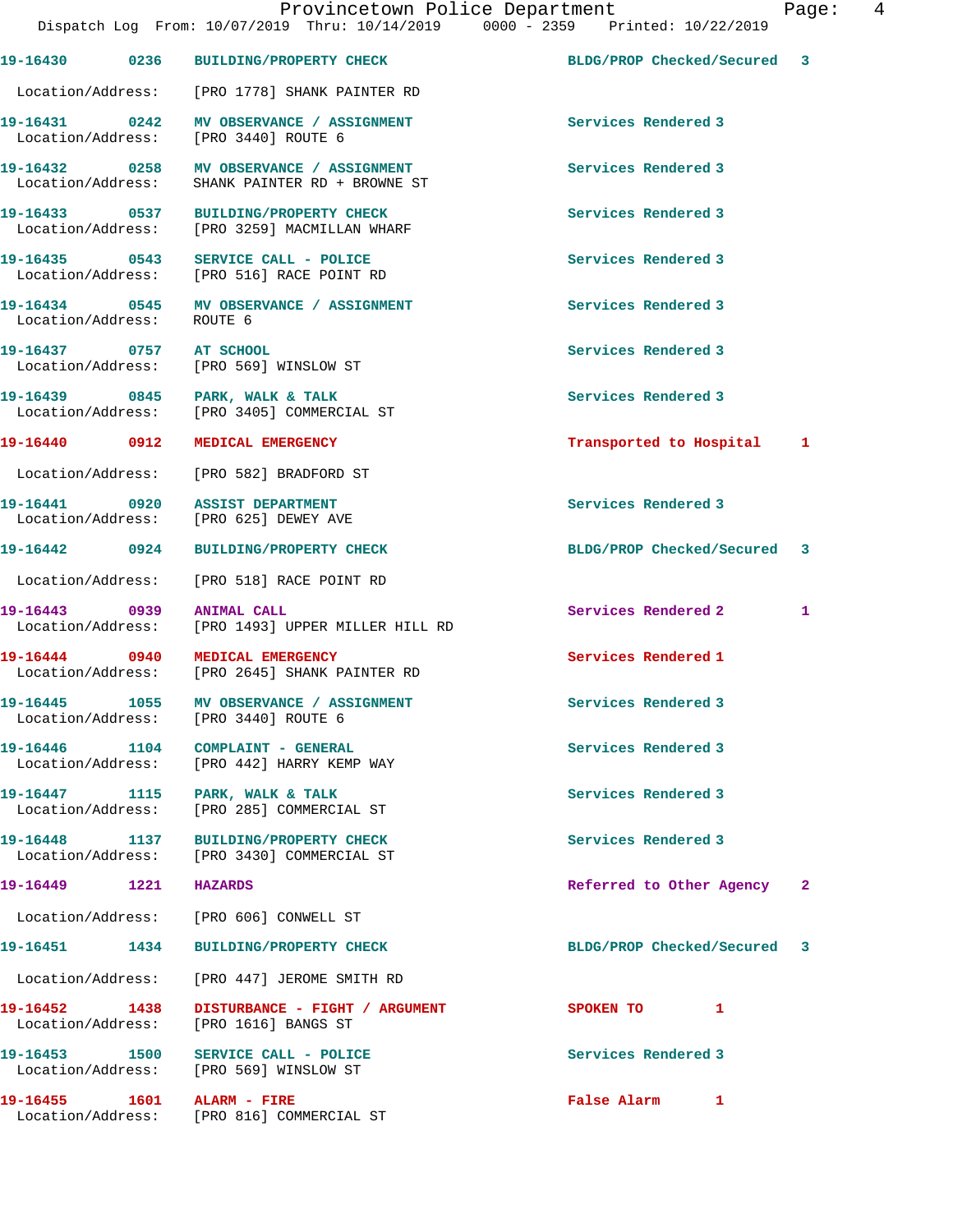Provincetown Police Department
Dispatch Log From: 10/07/2019 Thru: 10/14/2019 0000 - 2359 Printed: 10/22/2019

19-16430 0236 BUILDING/PROPERTY CHECK BLDG/PROP Checked/Secured 3
Location/Address: [PRO 1778] SHANK PAINTER RD

19-16431 0242 MV OBSERVANCE / ASSIGNMENT Services Rendered 3
Location/Address: [PRO 3440] ROUTE 6

19-16432 0258 MV OBSERVANCE / ASSIGNMENT Services Rendered 3
Location/Address: SHANK PAINTER RD + BROWNE ST

19-16433 0537 BUILDING/PROPERTY CHECK Services Rendered 3
Location/Address: [PRO 3259] MACMILLAN WHARF

19-16435 0543 SERVICE CALL - POLICE Services Rendered 3
Location/Address: [PRO 516] RACE POINT RD

19-16434 0545 MV OBSERVANCE / ASSIGNMENT Services Rendered 3
Location/Address: ROUTE 6

19-16437 0757 AT SCHOOL Services Rendered 3
Location/Address: [PRO 569] WINSLOW ST

19-16439 0845 PARK, WALK & TALK Services Rendered 3
Location/Address: [PRO 3405] COMMERCIAL ST

19-16440 0912 MEDICAL EMERGENCY Transported to Hospital 1
Location/Address: [PRO 582] BRADFORD ST

19-16441 0920 ASSIST DEPARTMENT Services Rendered 3
Location/Address: [PRO 625] DEWEY AVE

19-16442 0924 BUILDING/PROPERTY CHECK BLDG/PROP Checked/Secured 3
Location/Address: [PRO 518] RACE POINT RD

19-16443 0939 ANIMAL CALL Services Rendered 2 1
Location/Address: [PRO 1493] UPPER MILLER HILL RD

19-16444 0940 MEDICAL EMERGENCY Services Rendered 1
Location/Address: [PRO 2645] SHANK PAINTER RD

19-16445 1055 MV OBSERVANCE / ASSIGNMENT Services Rendered 3
Location/Address: [PRO 3440] ROUTE 6

19-16446 1104 COMPLAINT - GENERAL Services Rendered 3
Location/Address: [PRO 442] HARRY KEMP WAY

19-16447 1115 PARK, WALK & TALK Services Rendered 3
Location/Address: [PRO 285] COMMERCIAL ST

19-16448 1137 BUILDING/PROPERTY CHECK Services Rendered 3
Location/Address: [PRO 3430] COMMERCIAL ST

19-16449 1221 HAZARDS Referred to Other Agency 2
Location/Address: [PRO 606] CONWELL ST

19-16451 1434 BUILDING/PROPERTY CHECK BLDG/PROP Checked/Secured 3
Location/Address: [PRO 447] JEROME SMITH RD

19-16452 1438 DISTURBANCE - FIGHT / ARGUMENT SPOKEN TO 1
Location/Address: [PRO 1616] BANGS ST

19-16453 1500 SERVICE CALL - POLICE Services Rendered 3
Location/Address: [PRO 569] WINSLOW ST

19-16455 1601 ALARM - FIRE False Alarm 1
Location/Address: [PRO 816] COMMERCIAL ST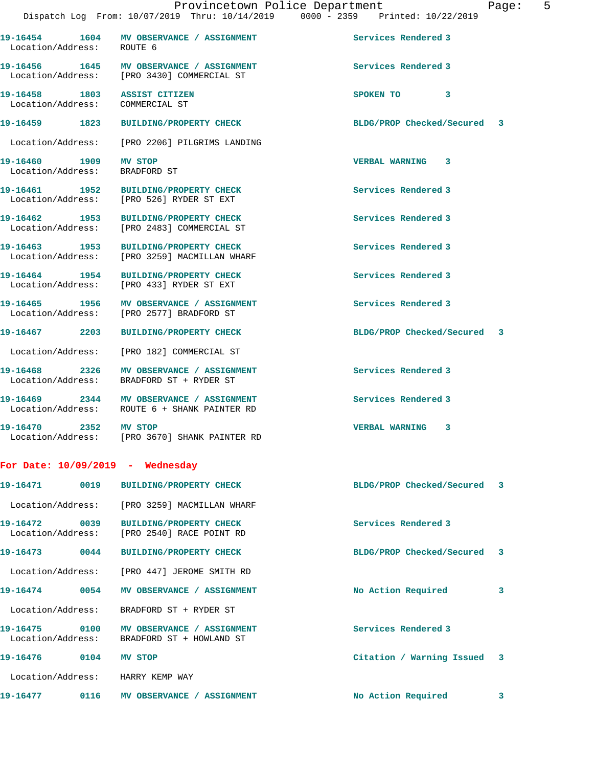19-16454 1604 MV OBSERVANCE / ASSIGNMENT Services Rendered 3
Location/Address: ROUTE 6

19-16456 1645 MV OBSERVANCE / ASSIGNMENT Services Rendered 3
Location/Address: [PRO 3430] COMMERCIAL ST

19-16458 1803 ASSIST CITIZEN SPOKEN TO 3
Location/Address: COMMERCIAL ST

19-16459 1823 BUILDING/PROPERTY CHECK BLDG/PROP Checked/Secured 3
Location/Address: [PRO 2206] PILGRIMS LANDING

19-16460 1909 MV STOP VERBAL WARNING 3
Location/Address: BRADFORD ST

19-16461 1952 BUILDING/PROPERTY CHECK Services Rendered 3
Location/Address: [PRO 526] RYDER ST EXT

19-16462 1953 BUILDING/PROPERTY CHECK Services Rendered 3
Location/Address: [PRO 2483] COMMERCIAL ST

19-16463 1953 BUILDING/PROPERTY CHECK Services Rendered 3
Location/Address: [PRO 3259] MACMILLAN WHARF

19-16464 1954 BUILDING/PROPERTY CHECK Services Rendered 3
Location/Address: [PRO 433] RYDER ST EXT

19-16465 1956 MV OBSERVANCE / ASSIGNMENT Services Rendered 3
Location/Address: [PRO 2577] BRADFORD ST

19-16467 2203 BUILDING/PROPERTY CHECK BLDG/PROP Checked/Secured 3
Location/Address: [PRO 182] COMMERCIAL ST

19-16468 2326 MV OBSERVANCE / ASSIGNMENT Services Rendered 3
Location/Address: BRADFORD ST + RYDER ST

19-16469 2344 MV OBSERVANCE / ASSIGNMENT Services Rendered 3
Location/Address: ROUTE 6 + SHANK PAINTER RD

19-16470 2352 MV STOP VERBAL WARNING 3
Location/Address: [PRO 3670] SHANK PAINTER RD

**For Date: 10/09/2019 - Wednesday**

19-16471 0019 BUILDING/PROPERTY CHECK BLDG/PROP Checked/Secured 3
Location/Address: [PRO 3259] MACMILLAN WHARF

19-16472 0039 BUILDING/PROPERTY CHECK Services Rendered 3
Location/Address: [PRO 2540] RACE POINT RD

19-16473 0044 BUILDING/PROPERTY CHECK BLDG/PROP Checked/Secured 3
Location/Address: [PRO 447] JEROME SMITH RD

19-16474 0054 MV OBSERVANCE / ASSIGNMENT No Action Required 3
Location/Address: BRADFORD ST + RYDER ST

19-16475 0100 MV OBSERVANCE / ASSIGNMENT Services Rendered 3
Location/Address: BRADFORD ST + HOWLAND ST

19-16476 0104 MV STOP Citation / Warning Issued 3
Location/Address: HARRY KEMP WAY

19-16477 0116 MV OBSERVANCE / ASSIGNMENT No Action Required 3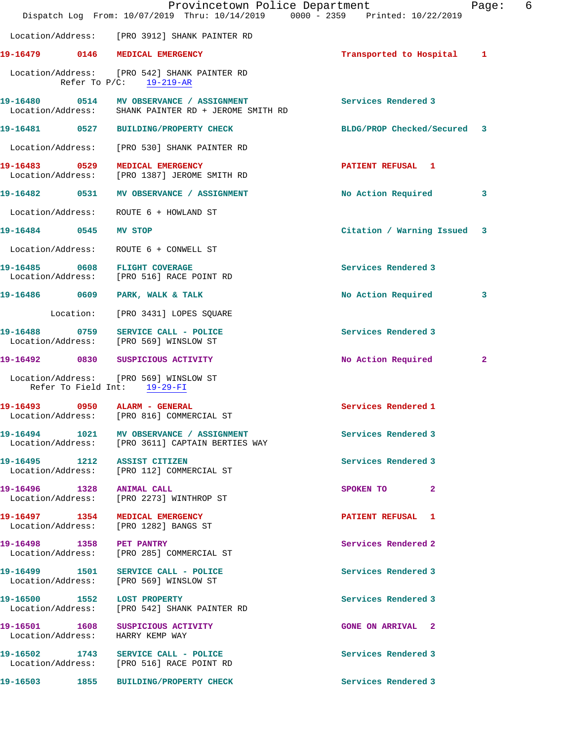Location/Address: [PRO 3912] SHANK PAINTER RD

**19-16479 0146 MEDICAL EMERGENCY** Transported to Hospital 1

Location/Address: [PRO 542] SHANK PAINTER RD
Refer To P/C: 19-219-AR

**19-16480 0514 MV OBSERVANCE / ASSIGNMENT** Services Rendered 3
Location/Address: SHANK PAINTER RD + JEROME SMITH RD

**19-16481 0527 BUILDING/PROPERTY CHECK** BLDG/PROP Checked/Secured 3

Location/Address: [PRO 530] SHANK PAINTER RD

**19-16483 0529 MEDICAL EMERGENCY** PATIENT REFUSAL 1
Location/Address: [PRO 1387] JEROME SMITH RD

**19-16482 0531 MV OBSERVANCE / ASSIGNMENT** No Action Required 3

Location/Address: ROUTE 6 + HOWLAND ST

**19-16484 0545 MV STOP** Citation / Warning Issued 3

Location/Address: ROUTE 6 + CONWELL ST

**19-16485 0608 FLIGHT COVERAGE** Services Rendered 3
Location/Address: [PRO 516] RACE POINT RD

**19-16486 0609 PARK, WALK & TALK** No Action Required 3

Location: [PRO 3431] LOPES SQUARE

**19-16488 0759 SERVICE CALL - POLICE** Services Rendered 3
Location/Address: [PRO 569] WINSLOW ST

**19-16492 0830 SUSPICIOUS ACTIVITY** No Action Required 2

Location/Address: [PRO 569] WINSLOW ST
Refer To Field Int: 19-29-FI

**19-16493 0950 ALARM - GENERAL** Services Rendered 1
Location/Address: [PRO 816] COMMERCIAL ST

**19-16494 1021 MV OBSERVANCE / ASSIGNMENT** Services Rendered 3
Location/Address: [PRO 3611] CAPTAIN BERTIES WAY

**19-16495 1212 ASSIST CITIZEN** Services Rendered 3
Location/Address: [PRO 112] COMMERCIAL ST

**19-16496 1328 ANIMAL CALL** SPOKEN TO 2
Location/Address: [PRO 2273] WINTHROP ST

**19-16497 1354 MEDICAL EMERGENCY** PATIENT REFUSAL 1
Location/Address: [PRO 1282] BANGS ST

**19-16498 1358 PET PANTRY** Services Rendered 2
Location/Address: [PRO 285] COMMERCIAL ST

**19-16499 1501 SERVICE CALL - POLICE** Services Rendered 3
Location/Address: [PRO 569] WINSLOW ST

**19-16500 1552 LOST PROPERTY** Services Rendered 3
Location/Address: [PRO 542] SHANK PAINTER RD

**19-16501 1608 SUSPICIOUS ACTIVITY** GONE ON ARRIVAL 2
Location/Address: HARRY KEMP WAY

**19-16502 1743 SERVICE CALL - POLICE** Services Rendered 3
Location/Address: [PRO 516] RACE POINT RD

**19-16503 1855 BUILDING/PROPERTY CHECK** Services Rendered 3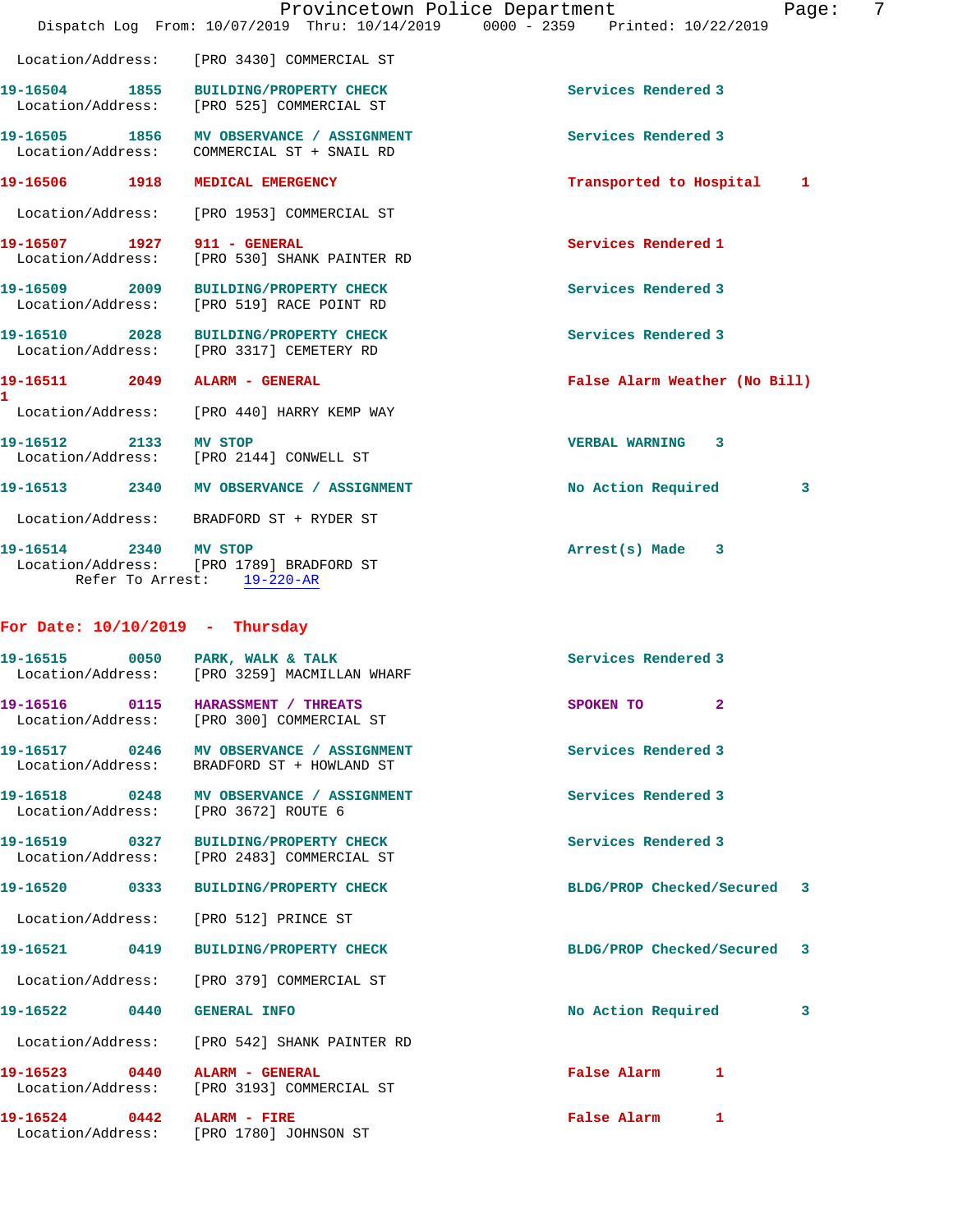Location/Address: [PRO 3430] COMMERCIAL ST

**19-16504** 1855 **BUILDING/PROPERTY CHECK** Services Rendered 3
Location/Address: [PRO 525] COMMERCIAL ST

**19-16505** 1856 **MV OBSERVANCE / ASSIGNMENT** Services Rendered 3
Location/Address: COMMERCIAL ST + SNAIL RD

**19-16506** 1918 **MEDICAL EMERGENCY** Transported to Hospital 1
Location/Address: [PRO 1953] COMMERCIAL ST

**19-16507** 1927 **911 - GENERAL** Services Rendered 1
Location/Address: [PRO 530] SHANK PAINTER RD

**19-16509** 2009 **BUILDING/PROPERTY CHECK** Services Rendered 3
Location/Address: [PRO 519] RACE POINT RD

**19-16510** 2028 **BUILDING/PROPERTY CHECK** Services Rendered 3
Location/Address: [PRO 3317] CEMETERY RD

**19-16511** 2049 **ALARM - GENERAL** False Alarm Weather (No Bill) 1
Location/Address: [PRO 440] HARRY KEMP WAY

**19-16512** 2133 **MV STOP** VERBAL WARNING 3
Location/Address: [PRO 2144] CONWELL ST

**19-16513** 2340 **MV OBSERVANCE / ASSIGNMENT** No Action Required 3
Location/Address: BRADFORD ST + RYDER ST

**19-16514** 2340 **MV STOP** Arrest(s) Made 3
Location/Address: [PRO 1789] BRADFORD ST
Refer To Arrest: 19-220-AR

## For Date: 10/10/2019 - Thursday

**19-16515** 0050 **PARK, WALK & TALK** Services Rendered 3
Location/Address: [PRO 3259] MACMILLAN WHARF

**19-16516** 0115 **HARASSMENT / THREATS** SPOKEN TO 2
Location/Address: [PRO 300] COMMERCIAL ST

**19-16517** 0246 **MV OBSERVANCE / ASSIGNMENT** Services Rendered 3
Location/Address: BRADFORD ST + HOWLAND ST

**19-16518** 0248 **MV OBSERVANCE / ASSIGNMENT** Services Rendered 3
Location/Address: [PRO 3672] ROUTE 6

**19-16519** 0327 **BUILDING/PROPERTY CHECK** Services Rendered 3
Location/Address: [PRO 2483] COMMERCIAL ST

**19-16520** 0333 **BUILDING/PROPERTY CHECK** BLDG/PROP Checked/Secured 3
Location/Address: [PRO 512] PRINCE ST

**19-16521** 0419 **BUILDING/PROPERTY CHECK** BLDG/PROP Checked/Secured 3
Location/Address: [PRO 379] COMMERCIAL ST

**19-16522** 0440 **GENERAL INFO** No Action Required 3
Location/Address: [PRO 542] SHANK PAINTER RD

**19-16523** 0440 **ALARM - GENERAL** False Alarm 1
Location/Address: [PRO 3193] COMMERCIAL ST

**19-16524** 0442 **ALARM - FIRE** False Alarm 1
Location/Address: [PRO 1780] JOHNSON ST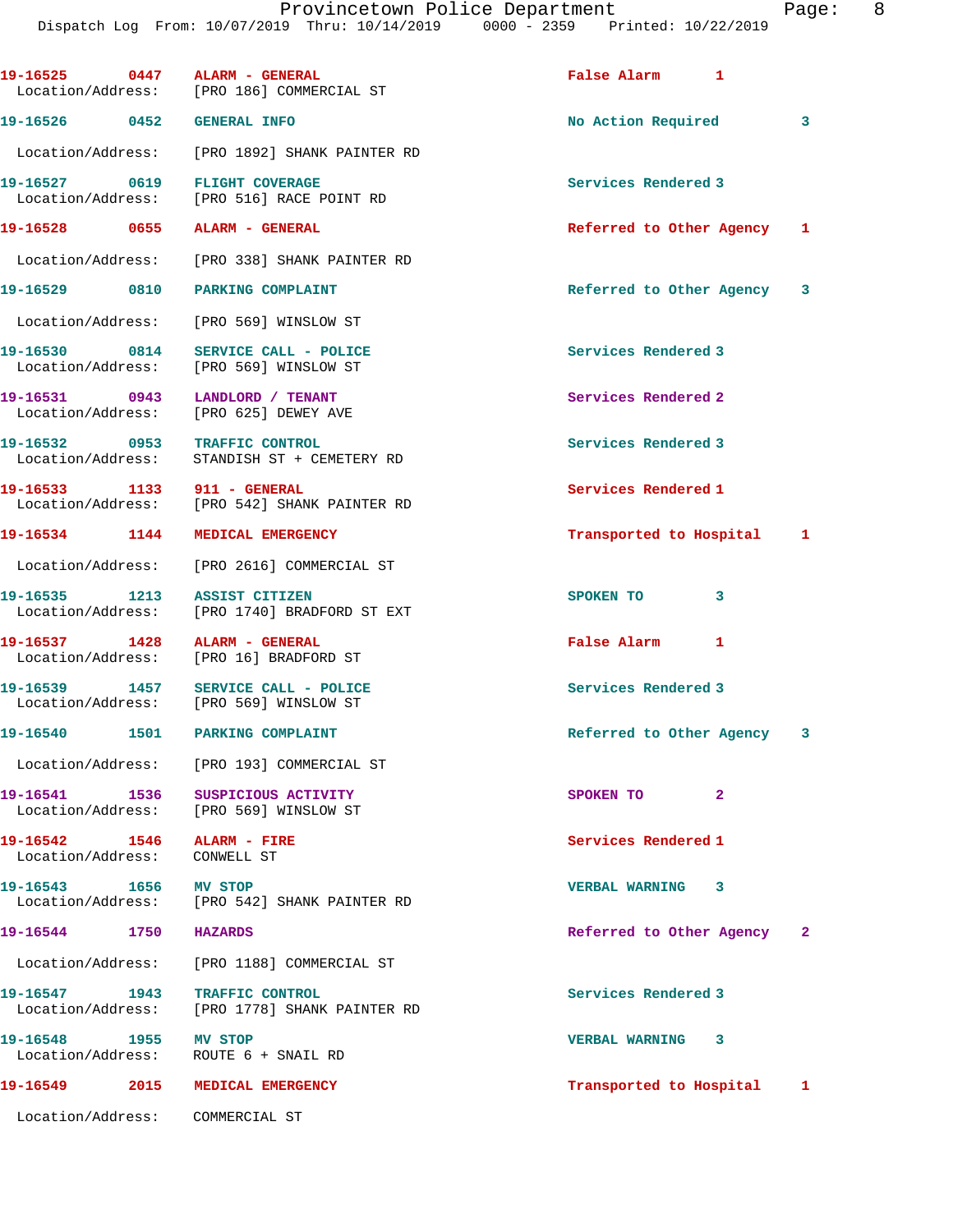19-16525 0447 ALARM - GENERAL False Alarm 1
Location/Address: [PRO 186] COMMERCIAL ST

19-16526 0452 GENERAL INFO No Action Required 3
Location/Address: [PRO 1892] SHANK PAINTER RD

19-16527 0619 FLIGHT COVERAGE Services Rendered 3
Location/Address: [PRO 516] RACE POINT RD

19-16528 0655 ALARM - GENERAL Referred to Other Agency 1
Location/Address: [PRO 338] SHANK PAINTER RD

19-16529 0810 PARKING COMPLAINT Referred to Other Agency 3
Location/Address: [PRO 569] WINSLOW ST

19-16530 0814 SERVICE CALL - POLICE Services Rendered 3
Location/Address: [PRO 569] WINSLOW ST

19-16531 0943 LANDLORD / TENANT Services Rendered 2
Location/Address: [PRO 625] DEWEY AVE

19-16532 0953 TRAFFIC CONTROL Services Rendered 3
Location/Address: STANDISH ST + CEMETERY RD

19-16533 1133 911 - GENERAL Services Rendered 1
Location/Address: [PRO 542] SHANK PAINTER RD

19-16534 1144 MEDICAL EMERGENCY Transported to Hospital 1
Location/Address: [PRO 2616] COMMERCIAL ST

19-16535 1213 ASSIST CITIZEN SPOKEN TO 3
Location/Address: [PRO 1740] BRADFORD ST EXT

19-16537 1428 ALARM - GENERAL False Alarm 1
Location/Address: [PRO 16] BRADFORD ST

19-16539 1457 SERVICE CALL - POLICE Services Rendered 3
Location/Address: [PRO 569] WINSLOW ST

19-16540 1501 PARKING COMPLAINT Referred to Other Agency 3
Location/Address: [PRO 193] COMMERCIAL ST

19-16541 1536 SUSPICIOUS ACTIVITY SPOKEN TO 2
Location/Address: [PRO 569] WINSLOW ST

19-16542 1546 ALARM - FIRE Services Rendered 1
Location/Address: CONWELL ST

19-16543 1656 MV STOP VERBAL WARNING 3
Location/Address: [PRO 542] SHANK PAINTER RD

19-16544 1750 HAZARDS Referred to Other Agency 2
Location/Address: [PRO 1188] COMMERCIAL ST

19-16547 1943 TRAFFIC CONTROL Services Rendered 3
Location/Address: [PRO 1778] SHANK PAINTER RD

19-16548 1955 MV STOP VERBAL WARNING 3
Location/Address: ROUTE 6 + SNAIL RD

19-16549 2015 MEDICAL EMERGENCY Transported to Hospital 1
Location/Address: COMMERCIAL ST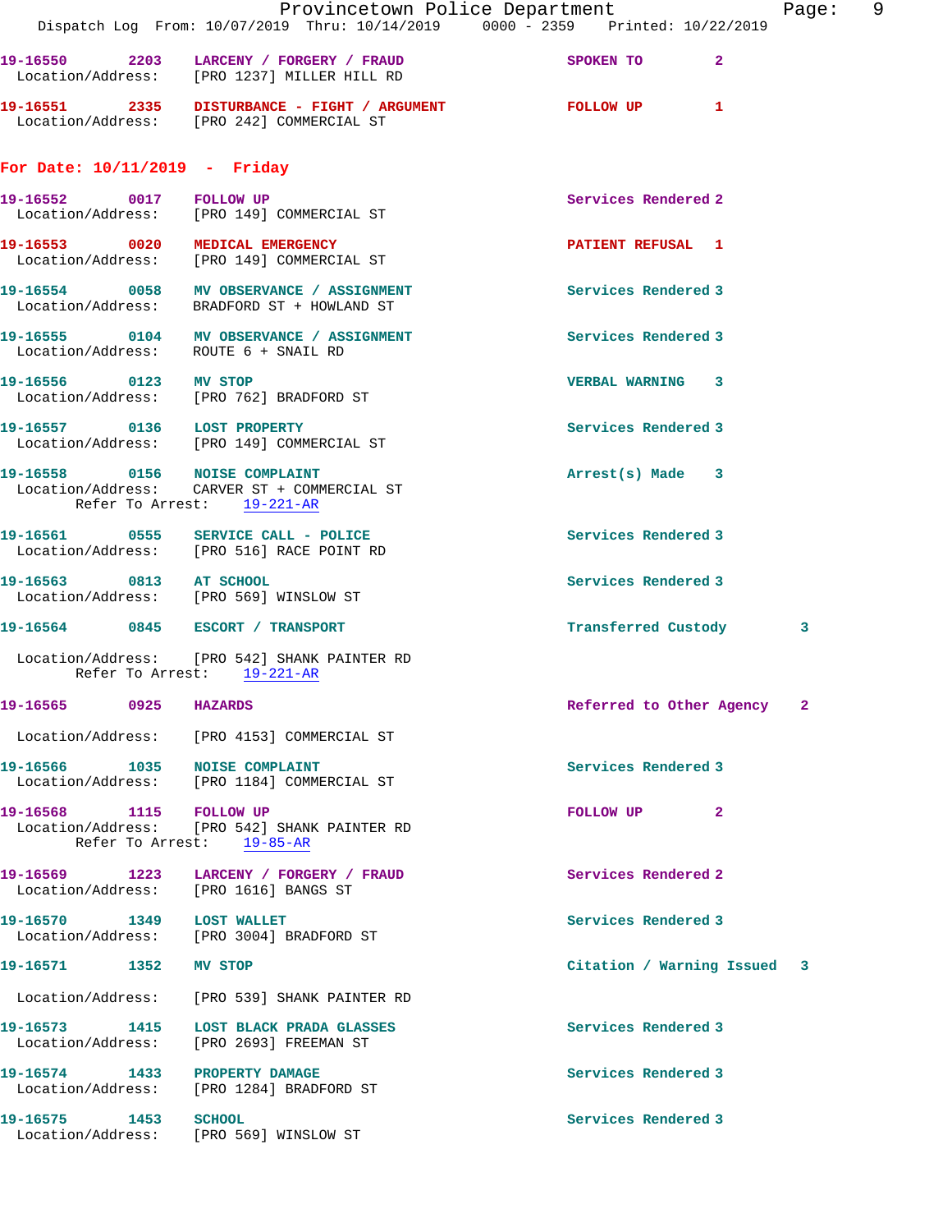19-16550 2203 **LARCENY / FORGERY / FRAUD** SPOKEN TO 2
Location/Address: [PRO 1237] MILLER HILL RD

19-16551 2335 **DISTURBANCE - FIGHT / ARGUMENT** FOLLOW UP 1
Location/Address: [PRO 242] COMMERCIAL ST

## For Date: 10/11/2019 - Friday

19-16552 0017 **FOLLOW UP** Services Rendered 2
Location/Address: [PRO 149] COMMERCIAL ST

19-16553 0020 **MEDICAL EMERGENCY** PATIENT REFUSAL 1
Location/Address: [PRO 149] COMMERCIAL ST

19-16554 0058 **MV OBSERVANCE / ASSIGNMENT** Services Rendered 3
Location/Address: BRADFORD ST + HOWLAND ST

19-16555 0104 **MV OBSERVANCE / ASSIGNMENT** Services Rendered 3
Location/Address: ROUTE 6 + SNAIL RD

19-16556 0123 **MV STOP** VERBAL WARNING 3
Location/Address: [PRO 762] BRADFORD ST

19-16557 0136 **LOST PROPERTY** Services Rendered 3
Location/Address: [PRO 149] COMMERCIAL ST

19-16558 0156 **NOISE COMPLAINT** Arrest(s) Made 3
Location/Address: CARVER ST + COMMERCIAL ST
Refer To Arrest: 19-221-AR

19-16561 0555 **SERVICE CALL - POLICE** Services Rendered 3
Location/Address: [PRO 516] RACE POINT RD

19-16563 0813 **AT SCHOOL** Services Rendered 3
Location/Address: [PRO 569] WINSLOW ST

19-16564 0845 **ESCORT / TRANSPORT** Transferred Custody 3
Location/Address: [PRO 542] SHANK PAINTER RD
Refer To Arrest: 19-221-AR

19-16565 0925 **HAZARDS** Referred to Other Agency 2
Location/Address: [PRO 4153] COMMERCIAL ST

19-16566 1035 **NOISE COMPLAINT** Services Rendered 3
Location/Address: [PRO 1184] COMMERCIAL ST

19-16568 1115 **FOLLOW UP** FOLLOW UP 2
Location/Address: [PRO 542] SHANK PAINTER RD
Refer To Arrest: 19-85-AR

19-16569 1223 **LARCENY / FORGERY / FRAUD** Services Rendered 2
Location/Address: [PRO 1616] BANGS ST

19-16570 1349 **LOST WALLET** Services Rendered 3
Location/Address: [PRO 3004] BRADFORD ST

19-16571 1352 **MV STOP** Citation / Warning Issued 3
Location/Address: [PRO 539] SHANK PAINTER RD

19-16573 1415 **LOST BLACK PRADA GLASSES** Services Rendered 3
Location/Address: [PRO 2693] FREEMAN ST

19-16574 1433 **PROPERTY DAMAGE** Services Rendered 3
Location/Address: [PRO 1284] BRADFORD ST

19-16575 1453 **SCHOOL** Services Rendered 3
Location/Address: [PRO 569] WINSLOW ST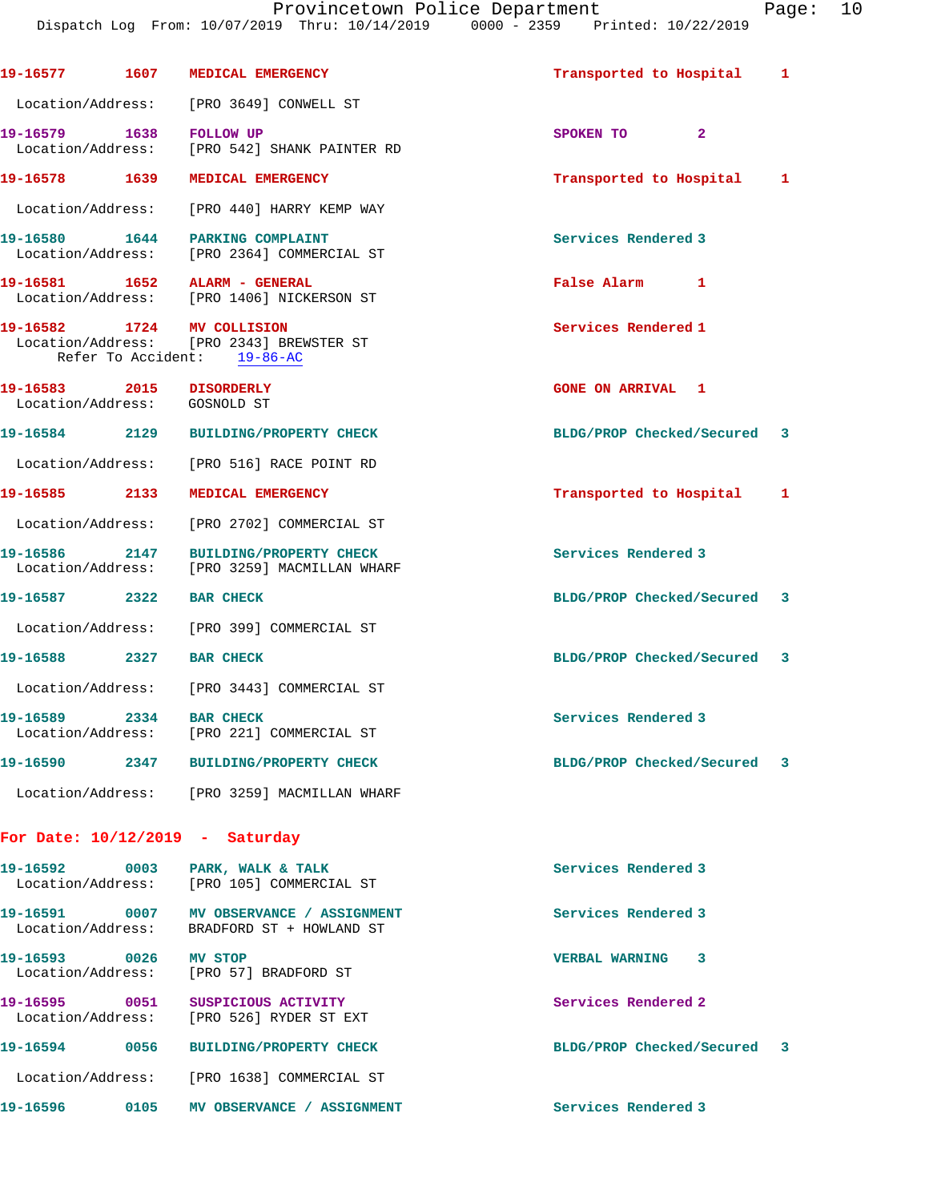19-16577 1607 MEDICAL EMERGENCY Transported to Hospital 1

Location/Address: [PRO 3649] CONWELL ST

19-16579 1638 FOLLOW UP SPOKEN TO 2
Location/Address: [PRO 542] SHANK PAINTER RD

19-16578 1639 MEDICAL EMERGENCY Transported to Hospital 1

Location/Address: [PRO 440] HARRY KEMP WAY

19-16580 1644 PARKING COMPLAINT Services Rendered 3
Location/Address: [PRO 2364] COMMERCIAL ST

19-16581 1652 ALARM - GENERAL False Alarm 1
Location/Address: [PRO 1406] NICKERSON ST

19-16582 1724 MV COLLISION Services Rendered 1
Location/Address: [PRO 2343] BREWSTER ST
Refer To Accident: 19-86-AC

19-16583 2015 DISORDERLY GONE ON ARRIVAL 1
Location/Address: GOSNOLD ST

19-16584 2129 BUILDING/PROPERTY CHECK BLDG/PROP Checked/Secured 3

Location/Address: [PRO 516] RACE POINT RD

19-16585 2133 MEDICAL EMERGENCY Transported to Hospital 1

Location/Address: [PRO 2702] COMMERCIAL ST

19-16586 2147 BUILDING/PROPERTY CHECK Services Rendered 3
Location/Address: [PRO 3259] MACMILLAN WHARF

19-16587 2322 BAR CHECK BLDG/PROP Checked/Secured 3

Location/Address: [PRO 399] COMMERCIAL ST

19-16588 2327 BAR CHECK BLDG/PROP Checked/Secured 3

Location/Address: [PRO 3443] COMMERCIAL ST

19-16589 2334 BAR CHECK Services Rendered 3
Location/Address: [PRO 221] COMMERCIAL ST

19-16590 2347 BUILDING/PROPERTY CHECK BLDG/PROP Checked/Secured 3

Location/Address: [PRO 3259] MACMILLAN WHARF

For Date: 10/12/2019 - Saturday

19-16592 0003 PARK, WALK & TALK Services Rendered 3
Location/Address: [PRO 105] COMMERCIAL ST

19-16591 0007 MV OBSERVANCE / ASSIGNMENT Services Rendered 3
Location/Address: BRADFORD ST + HOWLAND ST

19-16593 0026 MV STOP VERBAL WARNING 3
Location/Address: [PRO 57] BRADFORD ST

19-16595 0051 SUSPICIOUS ACTIVITY Services Rendered 2
Location/Address: [PRO 526] RYDER ST EXT

19-16594 0056 BUILDING/PROPERTY CHECK BLDG/PROP Checked/Secured 3

Location/Address: [PRO 1638] COMMERCIAL ST

19-16596 0105 MV OBSERVANCE / ASSIGNMENT Services Rendered 3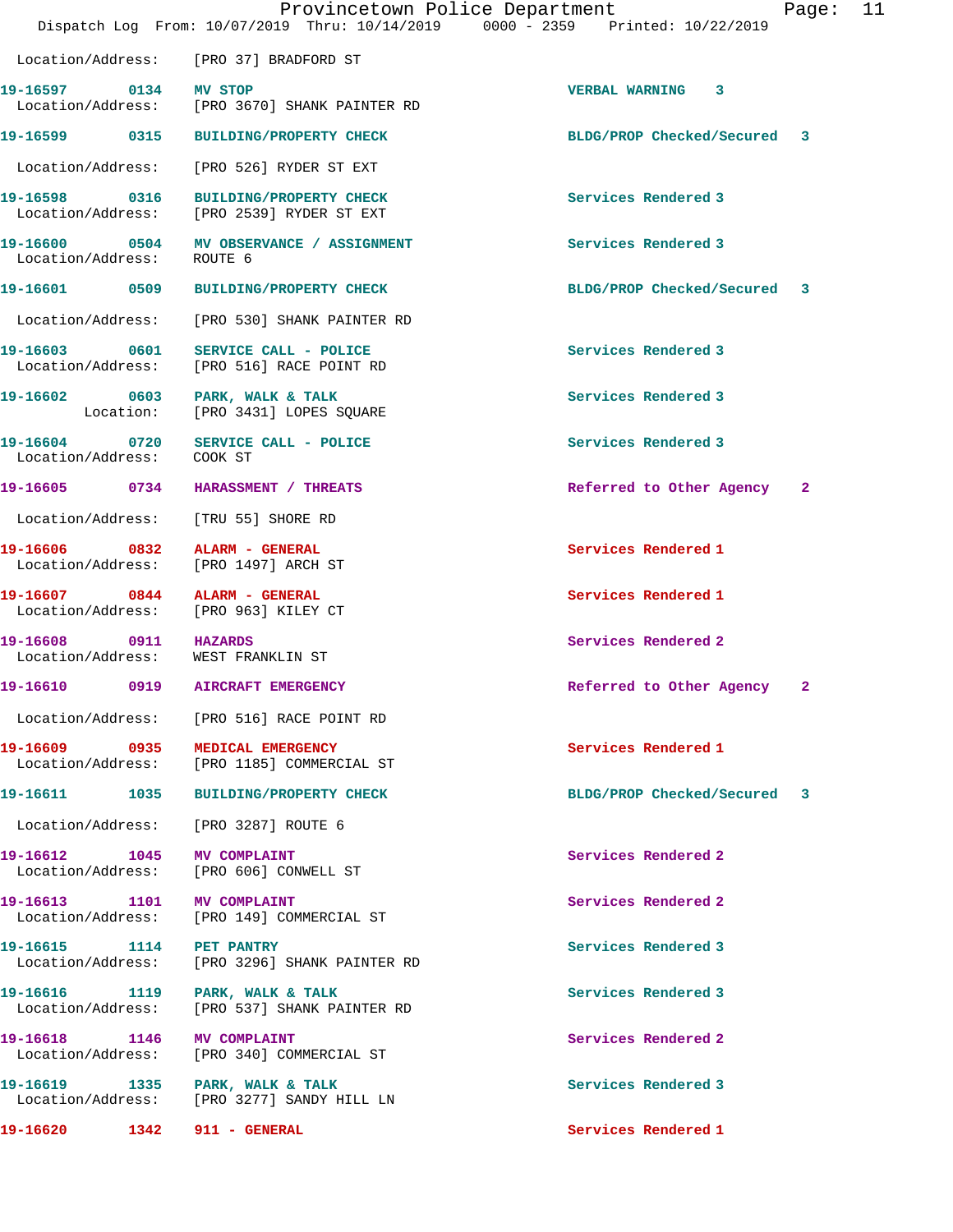Location/Address: [PRO 37] BRADFORD ST

**19-16597** 0134 **MV STOP** VERBAL WARNING 3
Location/Address: [PRO 3670] SHANK PAINTER RD

**19-16599** 0315 **BUILDING/PROPERTY CHECK** BLDG/PROP Checked/Secured 3
Location/Address: [PRO 526] RYDER ST EXT

**19-16598** 0316 **BUILDING/PROPERTY CHECK** Services Rendered 3
Location/Address: [PRO 2539] RYDER ST EXT

**19-16600** 0504 **MV OBSERVANCE / ASSIGNMENT** Services Rendered 3
Location/Address: ROUTE 6

**19-16601** 0509 **BUILDING/PROPERTY CHECK** BLDG/PROP Checked/Secured 3
Location/Address: [PRO 530] SHANK PAINTER RD

**19-16603** 0601 **SERVICE CALL - POLICE** Services Rendered 3
Location/Address: [PRO 516] RACE POINT RD

**19-16602** 0603 **PARK, WALK & TALK** Services Rendered 3
Location: [PRO 3431] LOPES SQUARE

**19-16604** 0720 **SERVICE CALL - POLICE** Services Rendered 3
Location/Address: COOK ST

**19-16605** 0734 **HARASSMENT / THREATS** Referred to Other Agency 2
Location/Address: [TRU 55] SHORE RD

**19-16606** 0832 **ALARM - GENERAL** Services Rendered 1
Location/Address: [PRO 1497] ARCH ST

**19-16607** 0844 **ALARM - GENERAL** Services Rendered 1
Location/Address: [PRO 963] KILEY CT

**19-16608** 0911 **HAZARDS** Services Rendered 2
Location/Address: WEST FRANKLIN ST

**19-16610** 0919 **AIRCRAFT EMERGENCY** Referred to Other Agency 2
Location/Address: [PRO 516] RACE POINT RD

**19-16609** 0935 **MEDICAL EMERGENCY** Services Rendered 1
Location/Address: [PRO 1185] COMMERCIAL ST

**19-16611** 1035 **BUILDING/PROPERTY CHECK** BLDG/PROP Checked/Secured 3
Location/Address: [PRO 3287] ROUTE 6

**19-16612** 1045 **MV COMPLAINT** Services Rendered 2
Location/Address: [PRO 606] CONWELL ST

**19-16613** 1101 **MV COMPLAINT** Services Rendered 2
Location/Address: [PRO 149] COMMERCIAL ST

**19-16615** 1114 **PET PANTRY** Services Rendered 3
Location/Address: [PRO 3296] SHANK PAINTER RD

**19-16616** 1119 **PARK, WALK & TALK** Services Rendered 3
Location/Address: [PRO 537] SHANK PAINTER RD

**19-16618** 1146 **MV COMPLAINT** Services Rendered 2
Location/Address: [PRO 340] COMMERCIAL ST

**19-16619** 1335 **PARK, WALK & TALK** Services Rendered 3
Location/Address: [PRO 3277] SANDY HILL LN

**19-16620** 1342 **911 - GENERAL** Services Rendered 1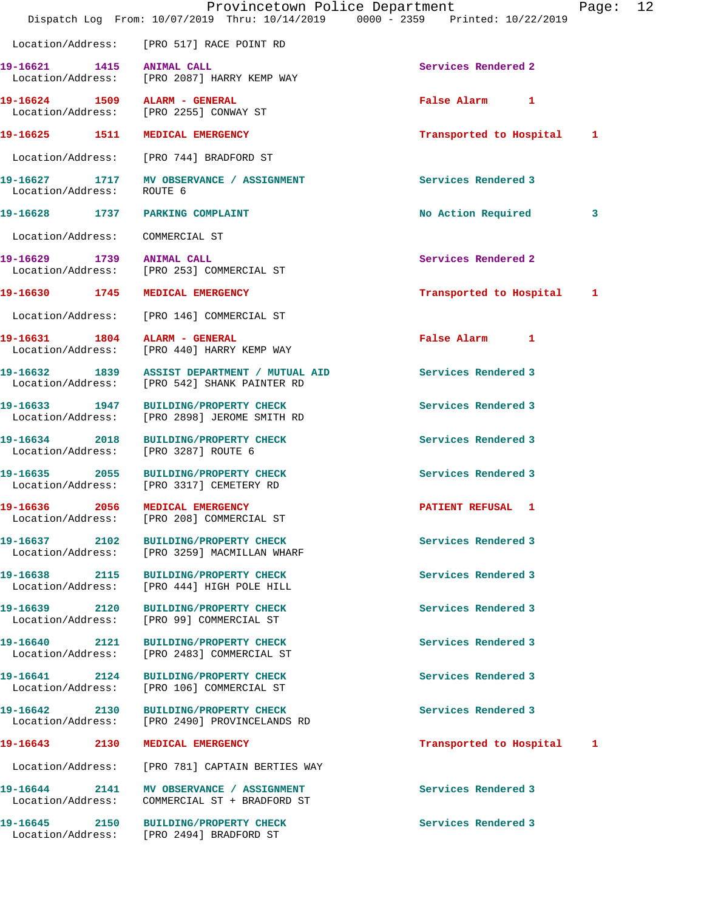Location/Address: [PRO 517] RACE POINT RD

| Call # | Time | Call Type | Action | Priority |
|---|---|---|---|---|
| 19-16621 | 1415 | ANIMAL CALL | Services Rendered | 2 |
| | | Location/Address: [PRO 2087] HARRY KEMP WAY | | |
| 19-16624 | 1509 | ALARM - GENERAL | False Alarm | 1 |
| | | Location/Address: [PRO 2255] CONWAY ST | | |
| 19-16625 | 1511 | MEDICAL EMERGENCY | Transported to Hospital | 1 |
| | | Location/Address: [PRO 744] BRADFORD ST | | |
| 19-16627 | 1717 | MV OBSERVANCE / ASSIGNMENT | Services Rendered | 3 |
| | | Location/Address: ROUTE 6 | | |
| 19-16628 | 1737 | PARKING COMPLAINT | No Action Required | 3 |
| | | Location/Address: COMMERCIAL ST | | |
| 19-16629 | 1739 | ANIMAL CALL | Services Rendered | 2 |
| | | Location/Address: [PRO 253] COMMERCIAL ST | | |
| 19-16630 | 1745 | MEDICAL EMERGENCY | Transported to Hospital | 1 |
| | | Location/Address: [PRO 146] COMMERCIAL ST | | |
| 19-16631 | 1804 | ALARM - GENERAL | False Alarm | 1 |
| | | Location/Address: [PRO 440] HARRY KEMP WAY | | |
| 19-16632 | 1839 | ASSIST DEPARTMENT / MUTUAL AID | Services Rendered | 3 |
| | | Location/Address: [PRO 542] SHANK PAINTER RD | | |
| 19-16633 | 1947 | BUILDING/PROPERTY CHECK | Services Rendered | 3 |
| | | Location/Address: [PRO 2898] JEROME SMITH RD | | |
| 19-16634 | 2018 | BUILDING/PROPERTY CHECK | Services Rendered | 3 |
| | | Location/Address: [PRO 3287] ROUTE 6 | | |
| 19-16635 | 2055 | BUILDING/PROPERTY CHECK | Services Rendered | 3 |
| | | Location/Address: [PRO 3317] CEMETERY RD | | |
| 19-16636 | 2056 | MEDICAL EMERGENCY | PATIENT REFUSAL | 1 |
| | | Location/Address: [PRO 208] COMMERCIAL ST | | |
| 19-16637 | 2102 | BUILDING/PROPERTY CHECK | Services Rendered | 3 |
| | | Location/Address: [PRO 3259] MACMILLAN WHARF | | |
| 19-16638 | 2115 | BUILDING/PROPERTY CHECK | Services Rendered | 3 |
| | | Location/Address: [PRO 444] HIGH POLE HILL | | |
| 19-16639 | 2120 | BUILDING/PROPERTY CHECK | Services Rendered | 3 |
| | | Location/Address: [PRO 99] COMMERCIAL ST | | |
| 19-16640 | 2121 | BUILDING/PROPERTY CHECK | Services Rendered | 3 |
| | | Location/Address: [PRO 2483] COMMERCIAL ST | | |
| 19-16641 | 2124 | BUILDING/PROPERTY CHECK | Services Rendered | 3 |
| | | Location/Address: [PRO 106] COMMERCIAL ST | | |
| 19-16642 | 2130 | BUILDING/PROPERTY CHECK | Services Rendered | 3 |
| | | Location/Address: [PRO 2490] PROVINCELANDS RD | | |
| 19-16643 | 2130 | MEDICAL EMERGENCY | Transported to Hospital | 1 |
| | | Location/Address: [PRO 781] CAPTAIN BERTIES WAY | | |
| 19-16644 | 2141 | MV OBSERVANCE / ASSIGNMENT | Services Rendered | 3 |
| | | Location/Address: COMMERCIAL ST + BRADFORD ST | | |
| 19-16645 | 2150 | BUILDING/PROPERTY CHECK | Services Rendered | 3 |
| | | Location/Address: [PRO 2494] BRADFORD ST | | |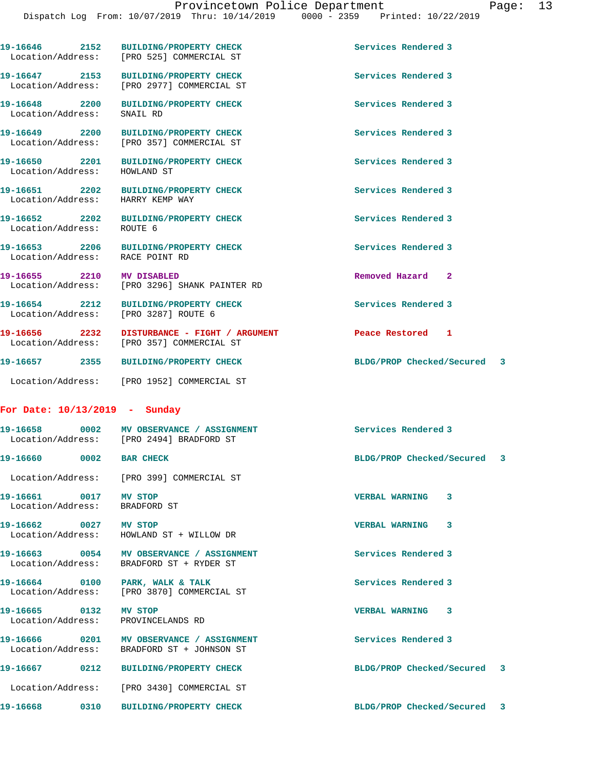19-16646 2152 BUILDING/PROPERTY CHECK Services Rendered 3
Location/Address: [PRO 525] COMMERCIAL ST

19-16647 2153 BUILDING/PROPERTY CHECK Services Rendered 3
Location/Address: [PRO 2977] COMMERCIAL ST

19-16648 2200 BUILDING/PROPERTY CHECK Services Rendered 3
Location/Address: SNAIL RD

19-16649 2200 BUILDING/PROPERTY CHECK Services Rendered 3
Location/Address: [PRO 357] COMMERCIAL ST

19-16650 2201 BUILDING/PROPERTY CHECK Services Rendered 3
Location/Address: HOWLAND ST

19-16651 2202 BUILDING/PROPERTY CHECK Services Rendered 3
Location/Address: HARRY KEMP WAY

19-16652 2202 BUILDING/PROPERTY CHECK Services Rendered 3
Location/Address: ROUTE 6

19-16653 2206 BUILDING/PROPERTY CHECK Services Rendered 3
Location/Address: RACE POINT RD

19-16655 2210 MV DISABLED Removed Hazard 2
Location/Address: [PRO 3296] SHANK PAINTER RD

19-16654 2212 BUILDING/PROPERTY CHECK Services Rendered 3
Location/Address: [PRO 3287] ROUTE 6

19-16656 2232 DISTURBANCE - FIGHT / ARGUMENT Peace Restored 1
Location/Address: [PRO 357] COMMERCIAL ST

19-16657 2355 BUILDING/PROPERTY CHECK BLDG/PROP Checked/Secured 3
Location/Address: [PRO 1952] COMMERCIAL ST

**For Date: 10/13/2019 - Sunday**

19-16658 0002 MV OBSERVANCE / ASSIGNMENT Services Rendered 3
Location/Address: [PRO 2494] BRADFORD ST

19-16660 0002 BAR CHECK BLDG/PROP Checked/Secured 3
Location/Address: [PRO 399] COMMERCIAL ST

19-16661 0017 MV STOP VERBAL WARNING 3
Location/Address: BRADFORD ST

19-16662 0027 MV STOP VERBAL WARNING 3
Location/Address: HOWLAND ST + WILLOW DR

19-16663 0054 MV OBSERVANCE / ASSIGNMENT Services Rendered 3
Location/Address: BRADFORD ST + RYDER ST

19-16664 0100 PARK, WALK & TALK Services Rendered 3
Location/Address: [PRO 3870] COMMERCIAL ST

19-16665 0132 MV STOP VERBAL WARNING 3
Location/Address: PROVINCELANDS RD

19-16666 0201 MV OBSERVANCE / ASSIGNMENT Services Rendered 3
Location/Address: BRADFORD ST + JOHNSON ST

19-16667 0212 BUILDING/PROPERTY CHECK BLDG/PROP Checked/Secured 3
Location/Address: [PRO 3430] COMMERCIAL ST

19-16668 0310 BUILDING/PROPERTY CHECK BLDG/PROP Checked/Secured 3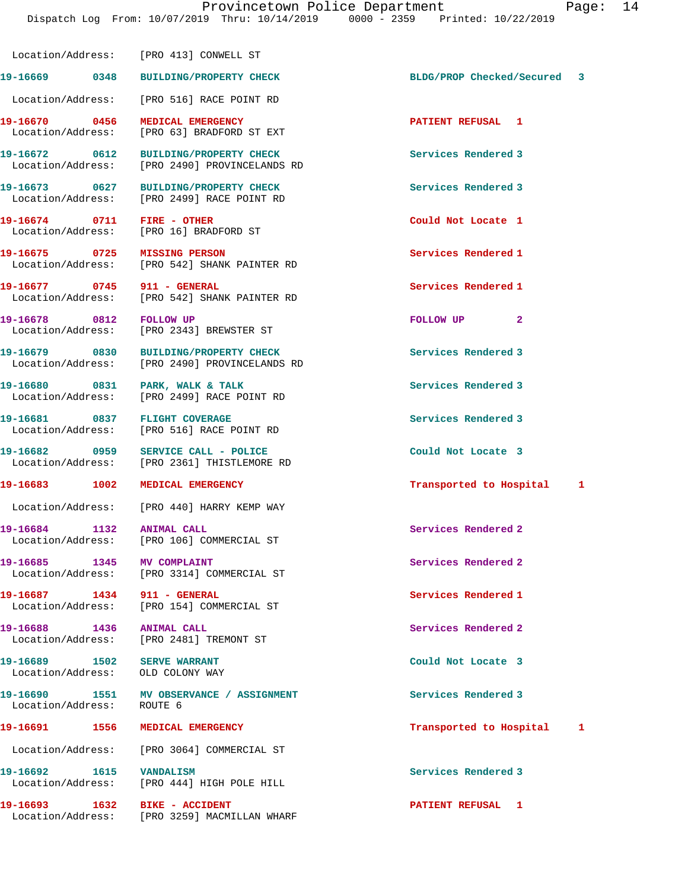Location/Address: [PRO 413] CONWELL ST

19-16669 0348 BUILDING/PROPERTY CHECK BLDG/PROP Checked/Secured 3

Location/Address: [PRO 516] RACE POINT RD

19-16670 0456 MEDICAL EMERGENCY PATIENT REFUSAL 1
Location/Address: [PRO 63] BRADFORD ST EXT

19-16672 0612 BUILDING/PROPERTY CHECK Services Rendered 3
Location/Address: [PRO 2490] PROVINCELANDS RD

19-16673 0627 BUILDING/PROPERTY CHECK Services Rendered 3
Location/Address: [PRO 2499] RACE POINT RD

19-16674 0711 FIRE - OTHER Could Not Locate 1
Location/Address: [PRO 16] BRADFORD ST

19-16675 0725 MISSING PERSON Services Rendered 1
Location/Address: [PRO 542] SHANK PAINTER RD

19-16677 0745 911 - GENERAL Services Rendered 1
Location/Address: [PRO 542] SHANK PAINTER RD

19-16678 0812 FOLLOW UP FOLLOW UP 2
Location/Address: [PRO 2343] BREWSTER ST

19-16679 0830 BUILDING/PROPERTY CHECK Services Rendered 3
Location/Address: [PRO 2490] PROVINCELANDS RD

19-16680 0831 PARK, WALK & TALK Services Rendered 3
Location/Address: [PRO 2499] RACE POINT RD

19-16681 0837 FLIGHT COVERAGE Services Rendered 3
Location/Address: [PRO 516] RACE POINT RD

19-16682 0959 SERVICE CALL - POLICE Could Not Locate 3
Location/Address: [PRO 2361] THISTLEMORE RD

19-16683 1002 MEDICAL EMERGENCY Transported to Hospital 1

Location/Address: [PRO 440] HARRY KEMP WAY

19-16684 1132 ANIMAL CALL Services Rendered 2
Location/Address: [PRO 106] COMMERCIAL ST

19-16685 1345 MV COMPLAINT Services Rendered 2
Location/Address: [PRO 3314] COMMERCIAL ST

19-16687 1434 911 - GENERAL Services Rendered 1
Location/Address: [PRO 154] COMMERCIAL ST

19-16688 1436 ANIMAL CALL Services Rendered 2
Location/Address: [PRO 2481] TREMONT ST

19-16689 1502 SERVE WARRANT Could Not Locate 3
Location/Address: OLD COLONY WAY

19-16690 1551 MV OBSERVANCE / ASSIGNMENT Services Rendered 3
Location/Address: ROUTE 6

19-16691 1556 MEDICAL EMERGENCY Transported to Hospital 1

Location/Address: [PRO 3064] COMMERCIAL ST

19-16692 1615 VANDALISM Services Rendered 3
Location/Address: [PRO 444] HIGH POLE HILL

19-16693 1632 BIKE - ACCIDENT PATIENT REFUSAL 1
Location/Address: [PRO 3259] MACMILLAN WHARF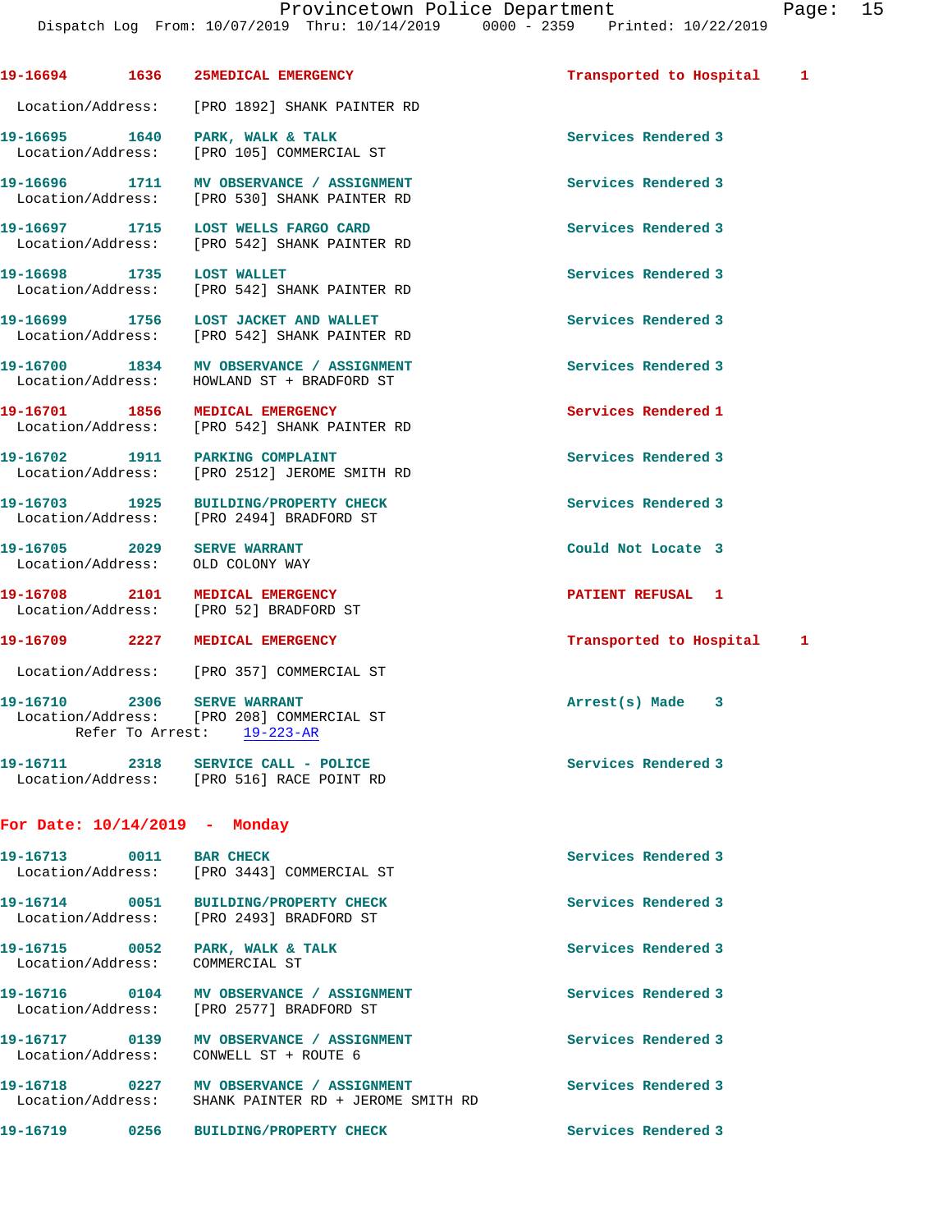**19-16694** 1636 **25MEDICAL EMERGENCY** Transported to Hospital 1
Location/Address: [PRO 1892] SHANK PAINTER RD

**19-16695** 1640 **PARK, WALK & TALK** Services Rendered 3
Location/Address: [PRO 105] COMMERCIAL ST

**19-16696** 1711 **MV OBSERVANCE / ASSIGNMENT** Services Rendered 3
Location/Address: [PRO 530] SHANK PAINTER RD

**19-16697** 1715 **LOST WELLS FARGO CARD** Services Rendered 3
Location/Address: [PRO 542] SHANK PAINTER RD

**19-16698** 1735 **LOST WALLET** Services Rendered 3
Location/Address: [PRO 542] SHANK PAINTER RD

**19-16699** 1756 **LOST JACKET AND WALLET** Services Rendered 3
Location/Address: [PRO 542] SHANK PAINTER RD

**19-16700** 1834 **MV OBSERVANCE / ASSIGNMENT** Services Rendered 3
Location/Address: HOWLAND ST + BRADFORD ST

**19-16701** 1856 **MEDICAL EMERGENCY** Services Rendered 1
Location/Address: [PRO 542] SHANK PAINTER RD

**19-16702** 1911 **PARKING COMPLAINT** Services Rendered 3
Location/Address: [PRO 2512] JEROME SMITH RD

**19-16703** 1925 **BUILDING/PROPERTY CHECK** Services Rendered 3
Location/Address: [PRO 2494] BRADFORD ST

**19-16705** 2029 **SERVE WARRANT** Could Not Locate 3
Location/Address: OLD COLONY WAY

**19-16708** 2101 **MEDICAL EMERGENCY** PATIENT REFUSAL 1
Location/Address: [PRO 52] BRADFORD ST

**19-16709** 2227 **MEDICAL EMERGENCY** Transported to Hospital 1
Location/Address: [PRO 357] COMMERCIAL ST

**19-16710** 2306 **SERVE WARRANT** Arrest(s) Made 3
Location/Address: [PRO 208] COMMERCIAL ST
Refer To Arrest: 19-223-AR

**19-16711** 2318 **SERVICE CALL - POLICE** Services Rendered 3
Location/Address: [PRO 516] RACE POINT RD

## For Date: 10/14/2019 - Monday

**19-16713** 0011 **BAR CHECK** Services Rendered 3
Location/Address: [PRO 3443] COMMERCIAL ST

**19-16714** 0051 **BUILDING/PROPERTY CHECK** Services Rendered 3
Location/Address: [PRO 2493] BRADFORD ST

**19-16715** 0052 **PARK, WALK & TALK** Services Rendered 3
Location/Address: COMMERCIAL ST

**19-16716** 0104 **MV OBSERVANCE / ASSIGNMENT** Services Rendered 3
Location/Address: [PRO 2577] BRADFORD ST

**19-16717** 0139 **MV OBSERVANCE / ASSIGNMENT** Services Rendered 3
Location/Address: CONWELL ST + ROUTE 6

**19-16718** 0227 **MV OBSERVANCE / ASSIGNMENT** Services Rendered 3
Location/Address: SHANK PAINTER RD + JEROME SMITH RD

**19-16719** 0256 **BUILDING/PROPERTY CHECK** Services Rendered 3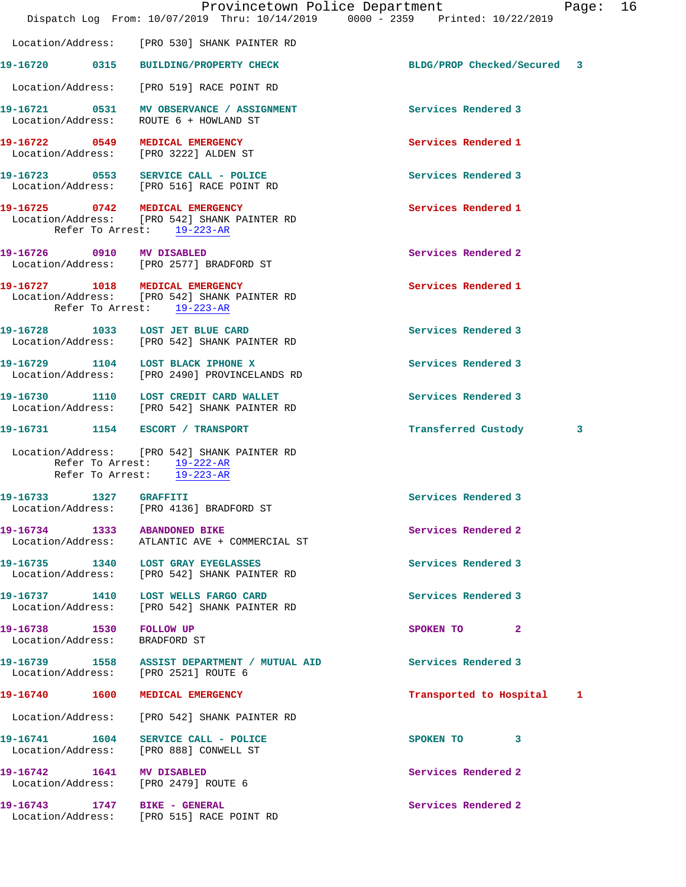Location/Address: [PRO 530] SHANK PAINTER RD

19-16720 0315 BUILDING/PROPERTY CHECK BLDG/PROP Checked/Secured 3

Location/Address: [PRO 519] RACE POINT RD

19-16721 0531 MV OBSERVANCE / ASSIGNMENT Services Rendered 3
Location/Address: ROUTE 6 + HOWLAND ST

19-16722 0549 MEDICAL EMERGENCY Services Rendered 1
Location/Address: [PRO 3222] ALDEN ST

19-16723 0553 SERVICE CALL - POLICE Services Rendered 3
Location/Address: [PRO 516] RACE POINT RD

19-16725 0742 MEDICAL EMERGENCY Services Rendered 1
Location/Address: [PRO 542] SHANK PAINTER RD
Refer To Arrest: 19-223-AR

19-16726 0910 MV DISABLED Services Rendered 2
Location/Address: [PRO 2577] BRADFORD ST

19-16727 1018 MEDICAL EMERGENCY Services Rendered 1
Location/Address: [PRO 542] SHANK PAINTER RD
Refer To Arrest: 19-223-AR

19-16728 1033 LOST JET BLUE CARD Services Rendered 3
Location/Address: [PRO 542] SHANK PAINTER RD

19-16729 1104 LOST BLACK IPHONE X Services Rendered 3
Location/Address: [PRO 2490] PROVINCELANDS RD

19-16730 1110 LOST CREDIT CARD WALLET Services Rendered 3
Location/Address: [PRO 542] SHANK PAINTER RD

19-16731 1154 ESCORT / TRANSPORT Transferred Custody 3

Location/Address: [PRO 542] SHANK PAINTER RD
Refer To Arrest: 19-222-AR
Refer To Arrest: 19-223-AR

19-16733 1327 GRAFFITI Services Rendered 3
Location/Address: [PRO 4136] BRADFORD ST

19-16734 1333 ABANDONED BIKE Services Rendered 2
Location/Address: ATLANTIC AVE + COMMERCIAL ST

19-16735 1340 LOST GRAY EYEGLASSES Services Rendered 3
Location/Address: [PRO 542] SHANK PAINTER RD

19-16737 1410 LOST WELLS FARGO CARD Services Rendered 3
Location/Address: [PRO 542] SHANK PAINTER RD

19-16738 1530 FOLLOW UP SPOKEN TO 2
Location/Address: BRADFORD ST

19-16739 1558 ASSIST DEPARTMENT / MUTUAL AID Services Rendered 3
Location/Address: [PRO 2521] ROUTE 6

19-16740 1600 MEDICAL EMERGENCY Transported to Hospital 1

Location/Address: [PRO 542] SHANK PAINTER RD

19-16741 1604 SERVICE CALL - POLICE SPOKEN TO 3
Location/Address: [PRO 888] CONWELL ST

19-16742 1641 MV DISABLED Services Rendered 2
Location/Address: [PRO 2479] ROUTE 6

19-16743 1747 BIKE - GENERAL Services Rendered 2
Location/Address: [PRO 515] RACE POINT RD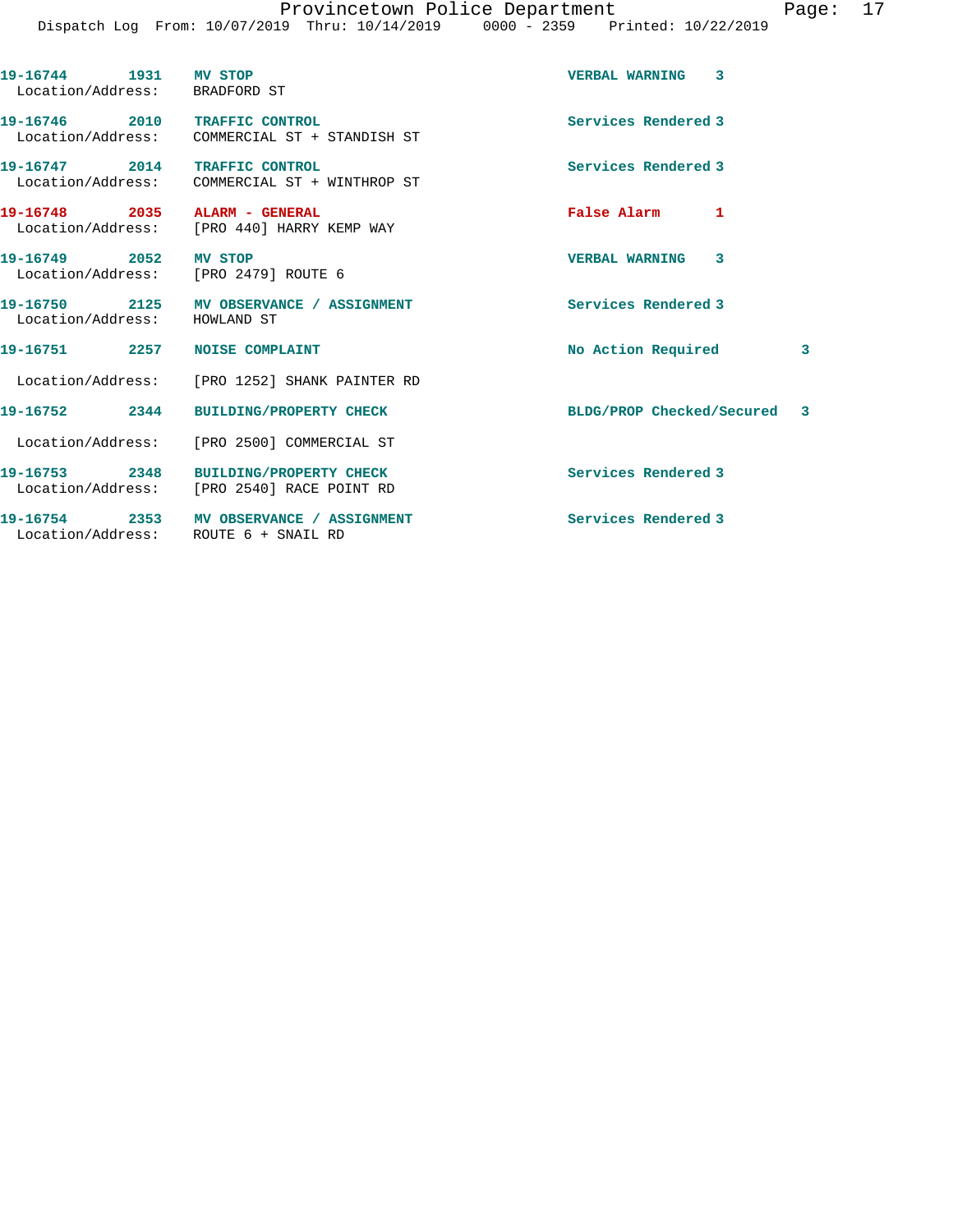19-16744 1931 MV STOP VERBAL WARNING 3
Location/Address: BRADFORD ST

19-16746 2010 TRAFFIC CONTROL Services Rendered 3
Location/Address: COMMERCIAL ST + STANDISH ST

19-16747 2014 TRAFFIC CONTROL Services Rendered 3
Location/Address: COMMERCIAL ST + WINTHROP ST

19-16748 2035 ALARM - GENERAL False Alarm 1
Location/Address: [PRO 440] HARRY KEMP WAY

19-16749 2052 MV STOP VERBAL WARNING 3
Location/Address: [PRO 2479] ROUTE 6

19-16750 2125 MV OBSERVANCE / ASSIGNMENT Services Rendered 3
Location/Address: HOWLAND ST

19-16751 2257 NOISE COMPLAINT No Action Required 3
Location/Address: [PRO 1252] SHANK PAINTER RD

19-16752 2344 BUILDING/PROPERTY CHECK BLDG/PROP Checked/Secured 3
Location/Address: [PRO 2500] COMMERCIAL ST

19-16753 2348 BUILDING/PROPERTY CHECK Services Rendered 3
Location/Address: [PRO 2540] RACE POINT RD

19-16754 2353 MV OBSERVANCE / ASSIGNMENT Services Rendered 3
Location/Address: ROUTE 6 + SNAIL RD